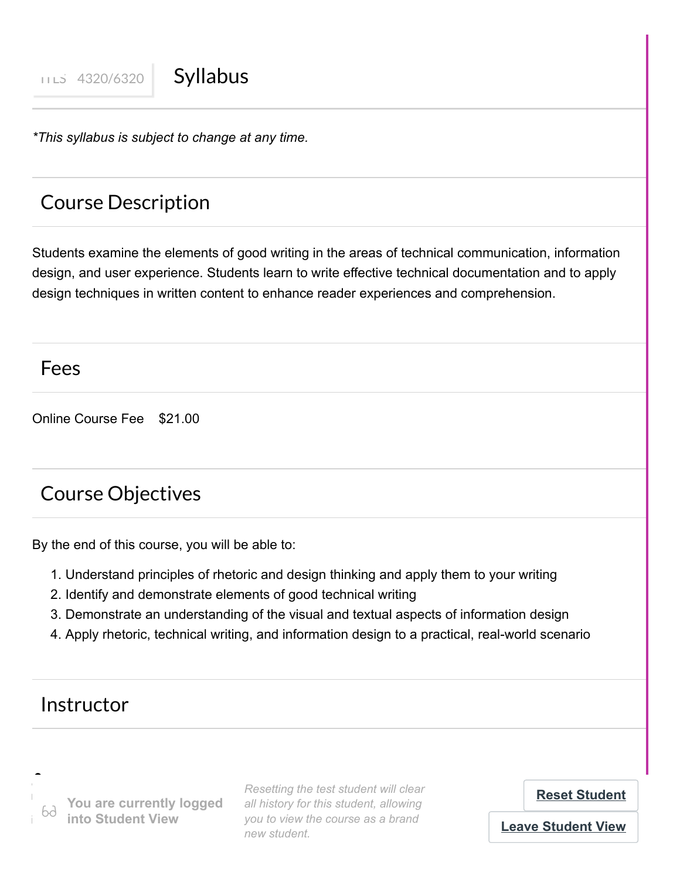# ITLS 4320/6320 Syllabus

*This syllabus is subject to change at any time.*

## Course Description

Students examine the elements of good writing in the areas of technical communication, information design, and user experience. Students learn to write effective technical documentation and to apply design techniques in written content to enhance reader experiences and comprehension.

## Fees

Online Course Fee $21.00

## Course Objectives

By the end of this course, you will be able to:

1. Understand principles of rhetoric and design thinking and apply them to your writing
2. Identify and demonstrate elements of good technical writing
3. Demonstrate an understanding of the visual and textual aspects of information design
4. Apply rhetoric, technical writing, and information design to a practical, real-world scenario

## Instructor

You are currently logged into Student View

*Resetting the test student will clear all history for this student, allowing you to view the course as a brand new student.*

**Reset Student**

**Leave Student View**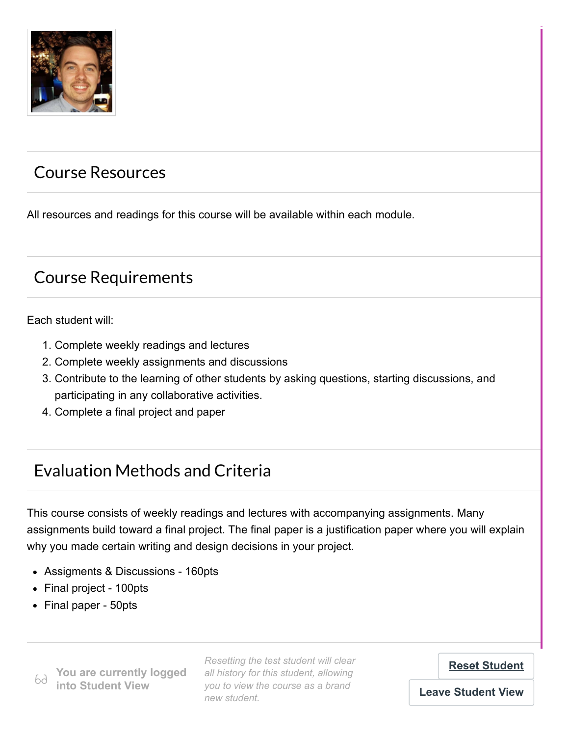## Course Resources

All resources and readings for this course will be available within each module.

## Course Requirements

Each student will:

1. Complete weekly readings and lectures
2. Complete weekly assignments and discussions
3. Contribute to the learning of other students by asking questions, starting discussions, and participating in any collaborative activities.
4. Complete a final project and paper

## Evaluation Methods and Criteria

This course consists of weekly readings and lectures with accompanying assignments. Many assignments build toward a final project. The final paper is a justification paper where you will explain why you made certain writing and design decisions in your project.

- Assigments & Discussions - 160pts
- Final project - 100pts
- Final paper - 50pts

You are currently logged into Student View

*Resetting the test student will clear all history for this student, allowing you to view the course as a brand new student.*

**Reset Student**

**Leave Student View**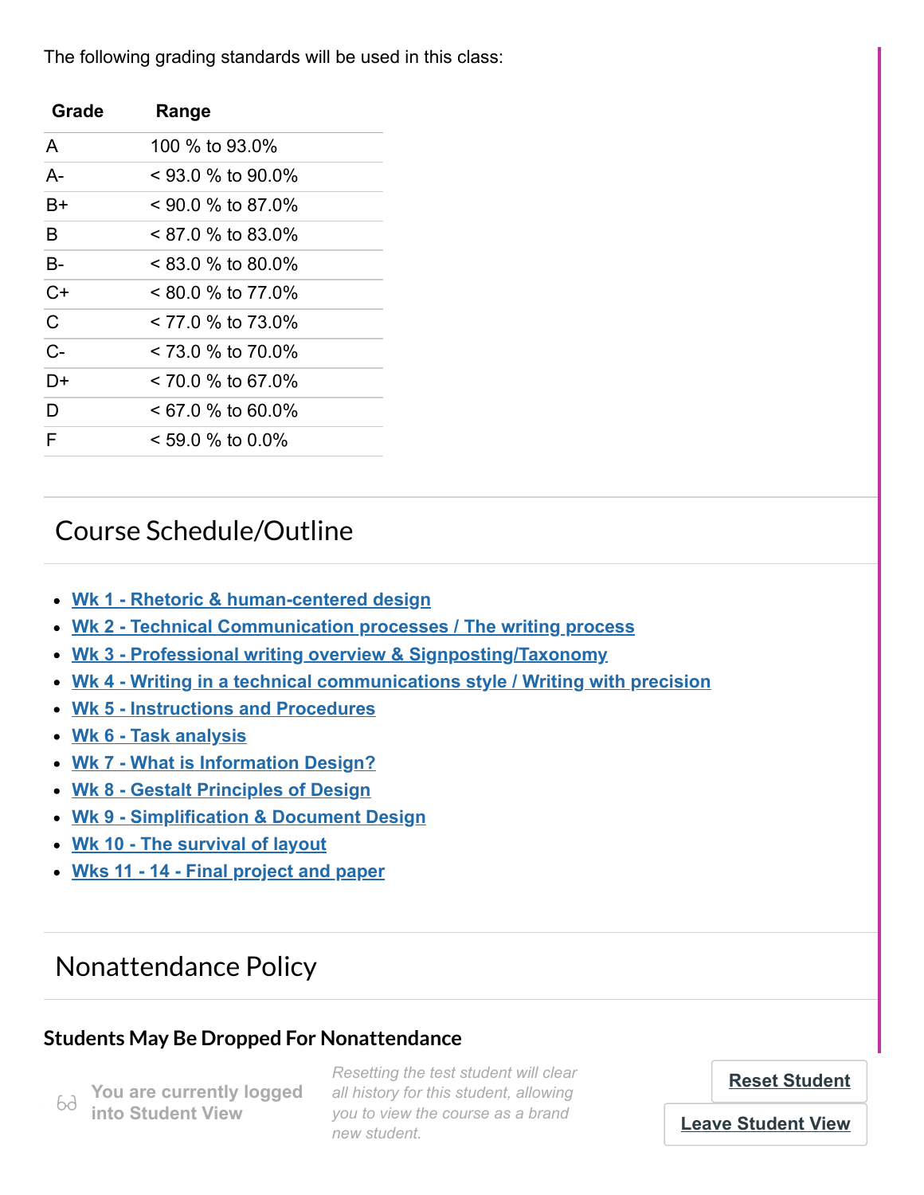The following grading standards will be used in this class:

| Grade | Range |
| --- | --- |
| A | 100 % to 93.0% |
| A- | < 93.0 % to 90.0% |
| B+ | < 90.0 % to 87.0% |
| B | < 87.0 % to 83.0% |
| B- | < 83.0 % to 80.0% |
| C+ | < 80.0 % to 77.0% |
| C | < 77.0 % to 73.0% |
| C- | < 73.0 % to 70.0% |
| D+ | < 70.0 % to 67.0% |
| D | < 67.0 % to 60.0% |
| F | < 59.0 % to 0.0% |

## Course Schedule/Outline

- Wk 1 - Rhetoric & human-centered design
- Wk 2 - Technical Communication processes / The writing process
- Wk 3 - Professional writing overview & Signposting/Taxonomy
- Wk 4 - Writing in a technical communications style / Writing with precision
- Wk 5 - Instructions and Procedures
- Wk 6 - Task analysis
- Wk 7 - What is Information Design?
- Wk 8 - Gestalt Principles of Design
- Wk 9 - Simplification & Document Design
- Wk 10 - The survival of layout
- Wks 11 - 14 - Final project and paper

## Nonattendance Policy

### Students May Be Dropped For Nonattendance

You are currently logged into Student View

*Resetting the test student will clear all history for this student, allowing you to view the course as a brand new student.*

Reset Student

Leave Student View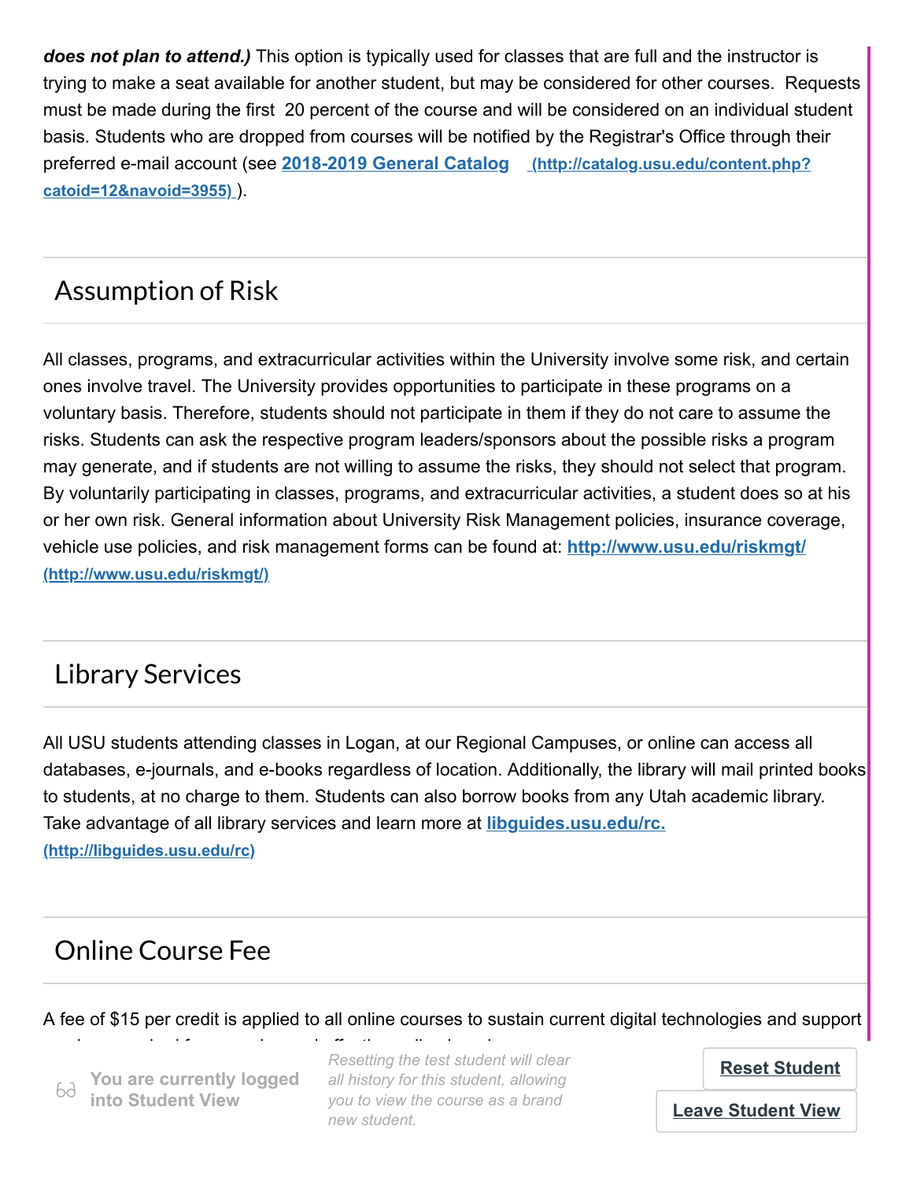***does not plan to attend.)*** This option is typically used for classes that are full and the instructor is trying to make a seat available for another student, but may be considered for other courses. Requests must be made during the first 20 percent of the course and will be considered on an individual student basis. Students who are dropped from courses will be notified by the Registrar's Office through their preferred e-mail account (see **[2018-2019 General Catalog](http://catalog.usu.edu/content.php?catoid=12&navoid=3955)** (http://catalog.usu.edu/content.php?catoid=12&navoid=3955) ).

## Assumption of Risk

All classes, programs, and extracurricular activities within the University involve some risk, and certain ones involve travel. The University provides opportunities to participate in these programs on a voluntary basis. Therefore, students should not participate in them if they do not care to assume the risks. Students can ask the respective program leaders/sponsors about the possible risks a program may generate, and if students are not willing to assume the risks, they should not select that program. By voluntarily participating in classes, programs, and extracurricular activities, a student does so at his or her own risk. General information about University Risk Management policies, insurance coverage, vehicle use policies, and risk management forms can be found at: **[http://www.usu.edu/riskmgt/](http://www.usu.edu/riskmgt/)** (http://www.usu.edu/riskmgt/)

## Library Services

All USU students attending classes in Logan, at our Regional Campuses, or online can access all databases, e-journals, and e-books regardless of location. Additionally, the library will mail printed books to students, at no charge to them. Students can also borrow books from any Utah academic library. Take advantage of all library services and learn more at **[libguides.usu.edu/rc.](http://libguides.usu.edu/rc)** (http://libguides.usu.edu/rc)

## Online Course Fee

A fee of $15 per credit is applied to all online courses to sustain current digital technologies and support

You are currently logged into Student View

Resetting the test student will clear all history for this student, allowing you to view the course as a brand new student.

Reset Student

Leave Student View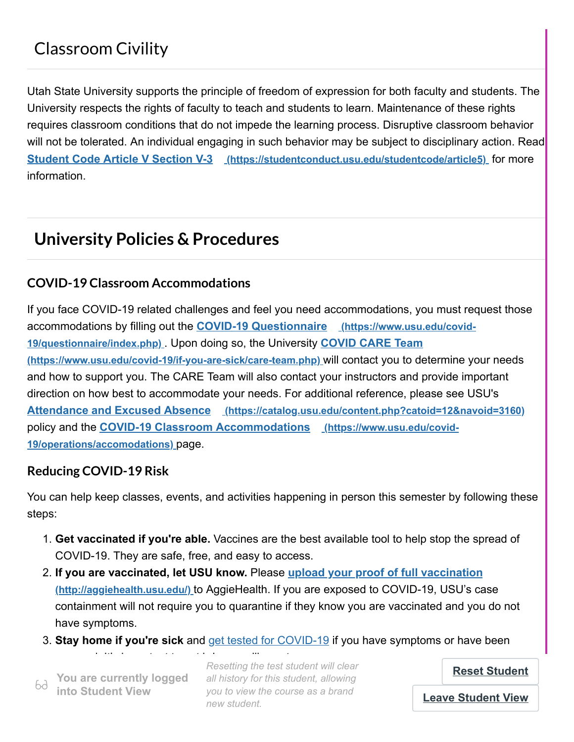## Classroom Civility

Utah State University supports the principle of freedom of expression for both faculty and students. The University respects the rights of faculty to teach and students to learn. Maintenance of these rights requires classroom conditions that do not impede the learning process. Disruptive classroom behavior will not be tolerated. An individual engaging in such behavior may be subject to disciplinary action. Read **Student Code Article V Section V-3** (https://studentconduct.usu.edu/studentcode/article5) for more information.

# University Policies & Procedures

### COVID-19 Classroom Accommodations

If you face COVID-19 related challenges and feel you need accommodations, you must request those accommodations by filling out the **COVID-19 Questionnaire** (https://www.usu.edu/covid-19/questionnaire/index.php). Upon doing so, the University **COVID CARE Team** (https://www.usu.edu/covid-19/if-you-are-sick/care-team.php) will contact you to determine your needs and how to support you. The CARE Team will also contact your instructors and provide important direction on how best to accommodate your needs. For additional reference, please see USU's **Attendance and Excused Absence** (https://catalog.usu.edu/content.php?catoid=12&navoid=3160) policy and the **COVID-19 Classroom Accommodations** (https://www.usu.edu/covid-19/operations/accomodations) page.

### Reducing COVID-19 Risk

You can help keep classes, events, and activities happening in person this semester by following these steps:

1. **Get vaccinated if you're able.** Vaccines are the best available tool to help stop the spread of COVID-19. They are safe, free, and easy to access.
2. **If you are vaccinated, let USU know.** Please **upload your proof of full vaccination** (http://aggiehealth.usu.edu/) to AggieHealth. If you are exposed to COVID-19, USU's case containment will not require you to quarantine if they know you are vaccinated and you do not have symptoms.
3. **Stay home if you're sick** and get tested for COVID-19 if you have symptoms or have been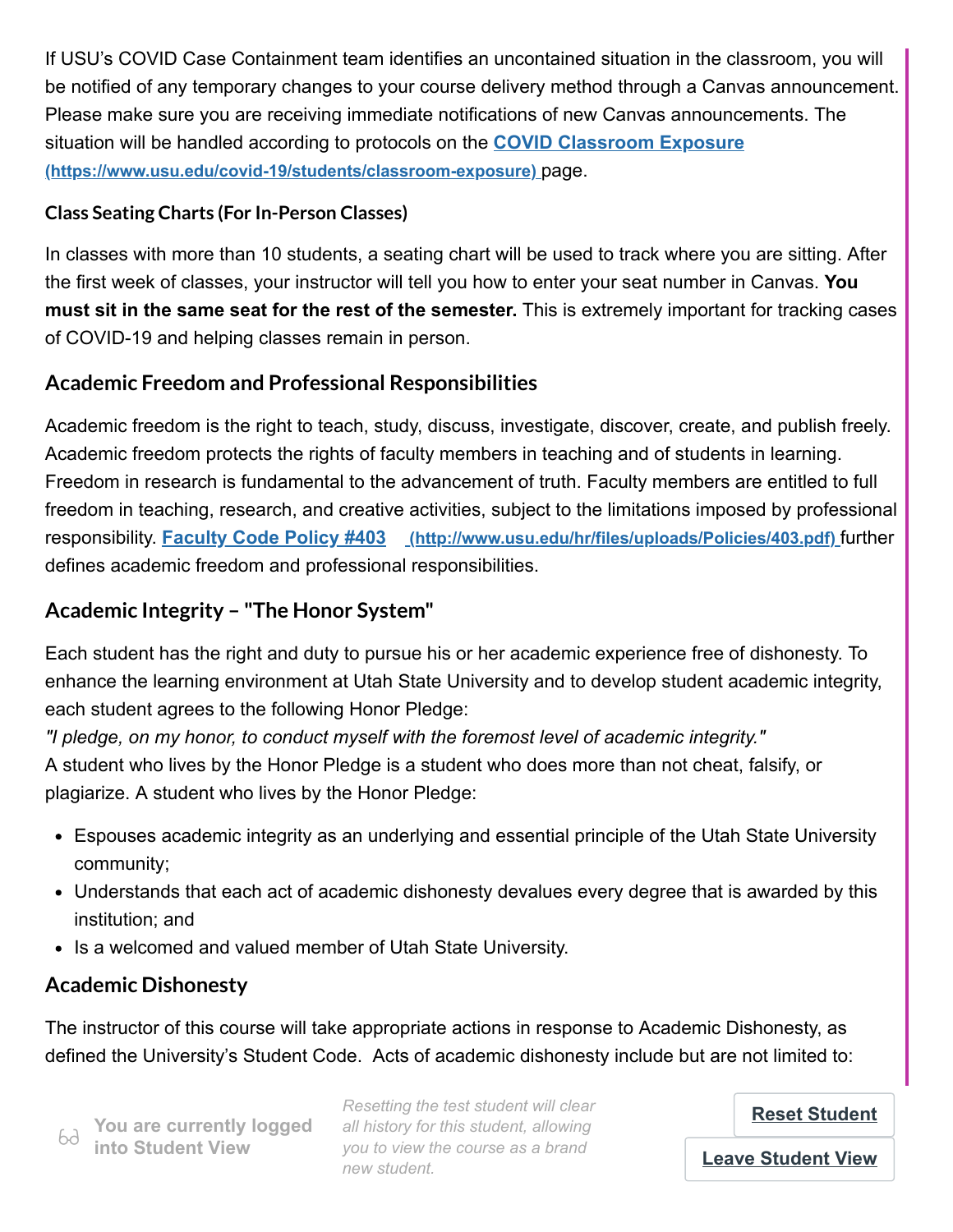If USU's COVID Case Containment team identifies an uncontained situation in the classroom, you will be notified of any temporary changes to your course delivery method through a Canvas announcement. Please make sure you are receiving immediate notifications of new Canvas announcements. The situation will be handled according to protocols on the [COVID Classroom Exposure](https://www.usu.edu/covid-19/students/classroom-exposure) (https://www.usu.edu/covid-19/students/classroom-exposure) page.

#### Class Seating Charts (For In-Person Classes)

In classes with more than 10 students, a seating chart will be used to track where you are sitting. After the first week of classes, your instructor will tell you how to enter your seat number in Canvas. **You must sit in the same seat for the rest of the semester.** This is extremely important for tracking cases of COVID-19 and helping classes remain in person.

### Academic Freedom and Professional Responsibilities

Academic freedom is the right to teach, study, discuss, investigate, discover, create, and publish freely. Academic freedom protects the rights of faculty members in teaching and of students in learning. Freedom in research is fundamental to the advancement of truth. Faculty members are entitled to full freedom in teaching, research, and creative activities, subject to the limitations imposed by professional responsibility. [Faculty Code Policy #403](http://www.usu.edu/hr/files/uploads/Policies/403.pdf) (http://www.usu.edu/hr/files/uploads/Policies/403.pdf) further defines academic freedom and professional responsibilities.

### Academic Integrity – "The Honor System"

Each student has the right and duty to pursue his or her academic experience free of dishonesty. To enhance the learning environment at Utah State University and to develop student academic integrity, each student agrees to the following Honor Pledge:
*"I pledge, on my honor, to conduct myself with the foremost level of academic integrity."*
A student who lives by the Honor Pledge is a student who does more than not cheat, falsify, or plagiarize. A student who lives by the Honor Pledge:

- Espouses academic integrity as an underlying and essential principle of the Utah State University community;
- Understands that each act of academic dishonesty devalues every degree that is awarded by this institution; and
- Is a welcomed and valued member of Utah State University.

### Academic Dishonesty

The instructor of this course will take appropriate actions in response to Academic Dishonesty, as defined the University's Student Code. Acts of academic dishonesty include but are not limited to: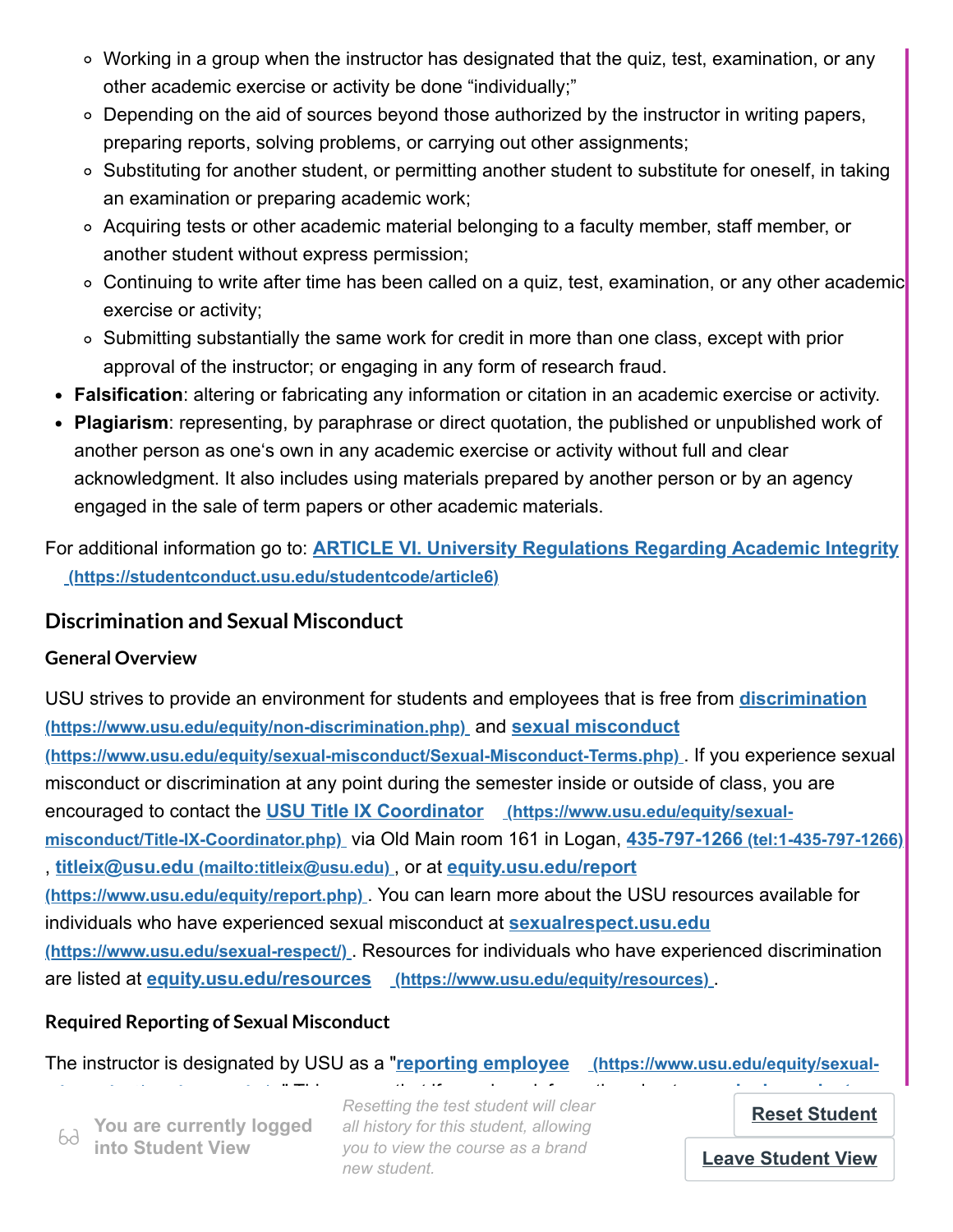- Working in a group when the instructor has designated that the quiz, test, examination, or any other academic exercise or activity be done "individually;"
    - Depending on the aid of sources beyond those authorized by the instructor in writing papers, preparing reports, solving problems, or carrying out other assignments;
    - Substituting for another student, or permitting another student to substitute for oneself, in taking an examination or preparing academic work;
    - Acquiring tests or other academic material belonging to a faculty member, staff member, or another student without express permission;
    - Continuing to write after time has been called on a quiz, test, examination, or any other academic exercise or activity;
    - Submitting substantially the same work for credit in more than one class, except with prior approval of the instructor; or engaging in any form of research fraud.
- **Falsification**: altering or fabricating any information or citation in an academic exercise or activity.
- **Plagiarism**: representing, by paraphrase or direct quotation, the published or unpublished work of another person as one's own in any academic exercise or activity without full and clear acknowledgment. It also includes using materials prepared by another person or by an agency engaged in the sale of term papers or other academic materials.

For additional information go to: **ARTICLE VI. University Regulations Regarding Academic Integrity (https://studentconduct.usu.edu/studentcode/article6)**

## Discrimination and Sexual Misconduct

### General Overview

USU strives to provide an environment for students and employees that is free from **discrimination (https://www.usu.edu/equity/non-discrimination.php)** and **sexual misconduct (https://www.usu.edu/equity/sexual-misconduct/Sexual-Misconduct-Terms.php)**. If you experience sexual misconduct or discrimination at any point during the semester inside or outside of class, you are encouraged to contact the **USU Title IX Coordinator (https://www.usu.edu/equity/sexual-misconduct/Title-IX-Coordinator.php)** via Old Main room 161 in Logan, **435-797-1266 (tel:1-435-797-1266)**, **titleix@usu.edu (mailto:titleix@usu.edu)**, or at **equity.usu.edu/report (https://www.usu.edu/equity/report.php)**. You can learn more about the USU resources available for individuals who have experienced sexual misconduct at **sexualrespect.usu.edu (https://www.usu.edu/sexual-respect/)**. Resources for individuals who have experienced discrimination are listed at **equity.usu.edu/resources (https://www.usu.edu/equity/resources)**.

### Required Reporting of Sexual Misconduct

The instructor is designated by USU as a "**reporting employee (https://www.usu.edu/equity/sexual-**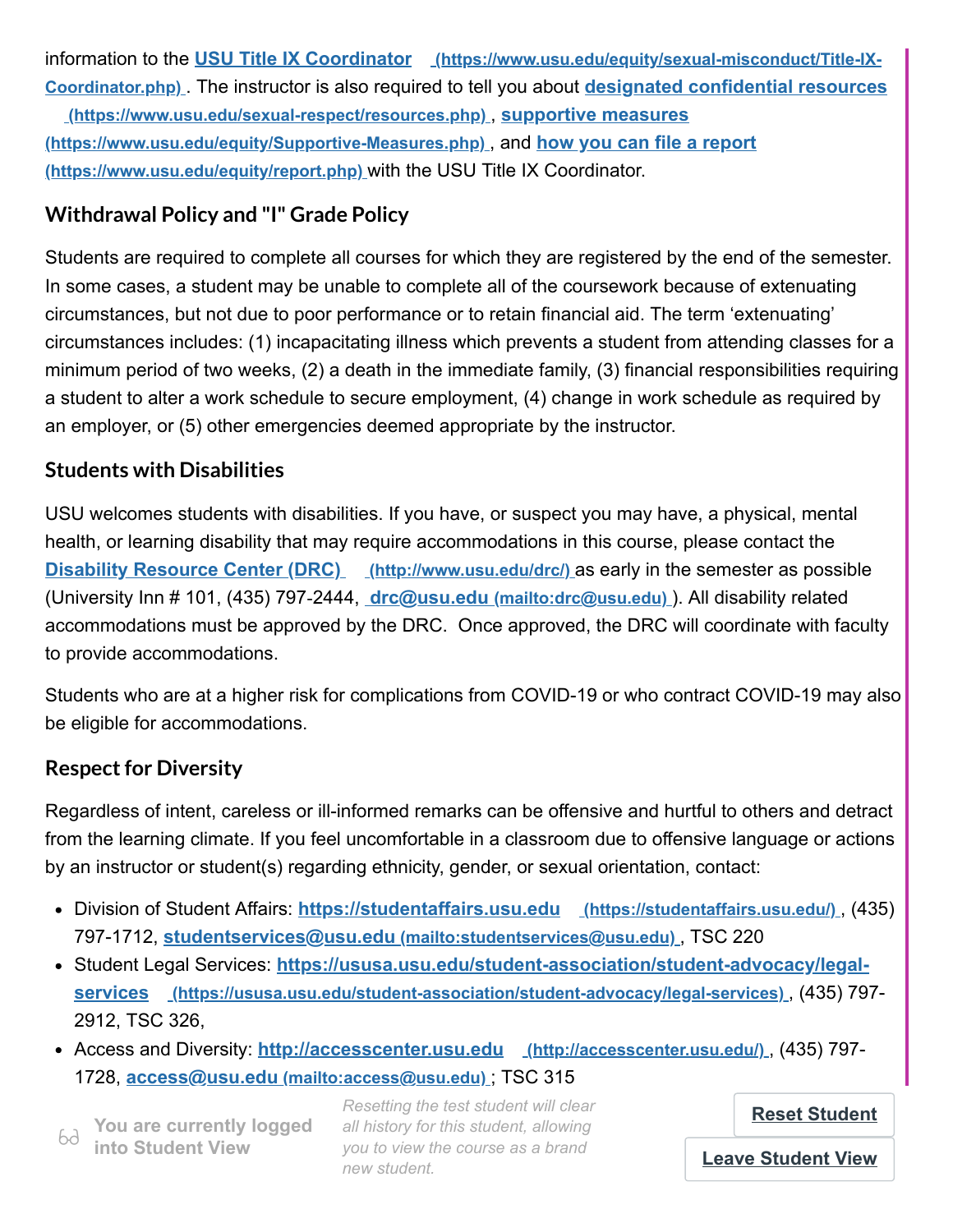information to the **USU Title IX Coordinator** (https://www.usu.edu/equity/sexual-misconduct/Title-IX-Coordinator.php). The instructor is also required to tell you about **designated confidential resources** (https://www.usu.edu/sexual-respect/resources.php), **supportive measures** (https://www.usu.edu/equity/Supportive-Measures.php), and **how you can file a report** (https://www.usu.edu/equity/report.php) with the USU Title IX Coordinator.

### Withdrawal Policy and "I" Grade Policy

Students are required to complete all courses for which they are registered by the end of the semester. In some cases, a student may be unable to complete all of the coursework because of extenuating circumstances, but not due to poor performance or to retain financial aid. The term 'extenuating' circumstances includes: (1) incapacitating illness which prevents a student from attending classes for a minimum period of two weeks, (2) a death in the immediate family, (3) financial responsibilities requiring a student to alter a work schedule to secure employment, (4) change in work schedule as required by an employer, or (5) other emergencies deemed appropriate by the instructor.

### Students with Disabilities

USU welcomes students with disabilities. If you have, or suspect you may have, a physical, mental health, or learning disability that may require accommodations in this course, please contact the **Disability Resource Center (DRC)** (http://www.usu.edu/drc/) as early in the semester as possible (University Inn # 101, (435) 797-2444, **drc@usu.edu** (mailto:drc@usu.edu)). All disability related accommodations must be approved by the DRC. Once approved, the DRC will coordinate with faculty to provide accommodations.

Students who are at a higher risk for complications from COVID-19 or who contract COVID-19 may also be eligible for accommodations.

### Respect for Diversity

Regardless of intent, careless or ill-informed remarks can be offensive and hurtful to others and detract from the learning climate. If you feel uncomfortable in a classroom due to offensive language or actions by an instructor or student(s) regarding ethnicity, gender, or sexual orientation, contact:

- Division of Student Affairs: **https://studentaffairs.usu.edu** (https://studentaffairs.usu.edu/), (435) 797-1712, **studentservices@usu.edu** (mailto:studentservices@usu.edu), TSC 220
- Student Legal Services: **https://ususa.usu.edu/student-association/student-advocacy/legal-services** (https://ususa.usu.edu/student-association/student-advocacy/legal-services), (435) 797-2912, TSC 326,
- Access and Diversity: **http://accesscenter.usu.edu** (http://accesscenter.usu.edu/), (435) 797-1728, **access@usu.edu** (mailto:access@usu.edu); TSC 315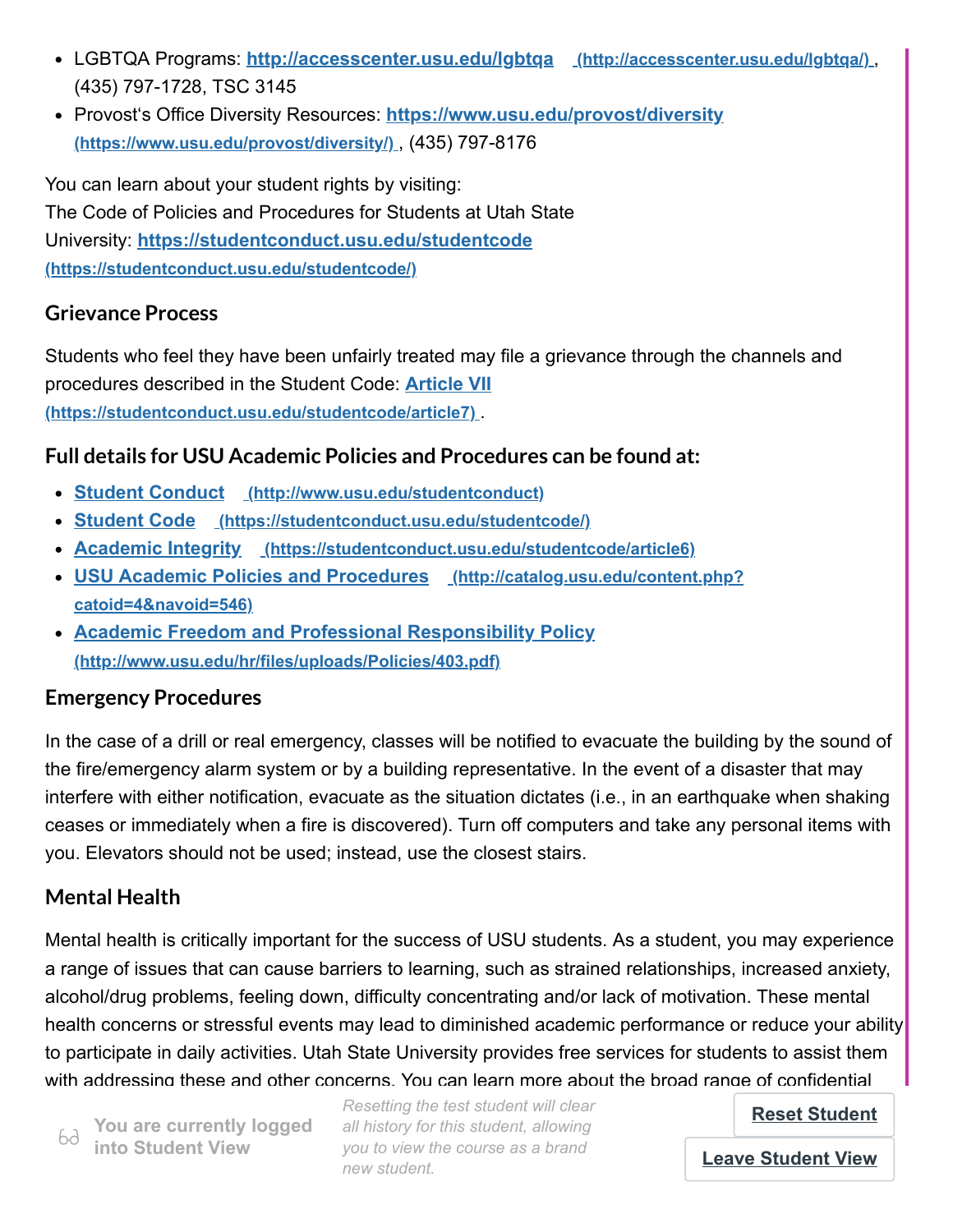- LGBTQA Programs: **http://accesscenter.usu.edu/lgbtqa** (http://accesscenter.usu.edu/lgbtqa/), (435) 797-1728, TSC 3145
- Provost's Office Diversity Resources: **https://www.usu.edu/provost/diversity** (https://www.usu.edu/provost/diversity/), (435) 797-8176

You can learn about your student rights by visiting:
The Code of Policies and Procedures for Students at Utah State University: **https://studentconduct.usu.edu/studentcode** (https://studentconduct.usu.edu/studentcode/)

### Grievance Process

Students who feel they have been unfairly treated may file a grievance through the channels and procedures described in the Student Code: **Article VII** (https://studentconduct.usu.edu/studentcode/article7).

### Full details for USU Academic Policies and Procedures can be found at:

- **Student Conduct** (http://www.usu.edu/studentconduct)
- **Student Code** (https://studentconduct.usu.edu/studentcode/)
- **Academic Integrity** (https://studentconduct.usu.edu/studentcode/article6)
- **USU Academic Policies and Procedures** (http://catalog.usu.edu/content.php?catoid=4&navoid=546)
- **Academic Freedom and Professional Responsibility Policy** (http://www.usu.edu/hr/files/uploads/Policies/403.pdf)

### Emergency Procedures

In the case of a drill or real emergency, classes will be notified to evacuate the building by the sound of the fire/emergency alarm system or by a building representative. In the event of a disaster that may interfere with either notification, evacuate as the situation dictates (i.e., in an earthquake when shaking ceases or immediately when a fire is discovered). Turn off computers and take any personal items with you. Elevators should not be used; instead, use the closest stairs.

### Mental Health

Mental health is critically important for the success of USU students. As a student, you may experience a range of issues that can cause barriers to learning, such as strained relationships, increased anxiety, alcohol/drug problems, feeling down, difficulty concentrating and/or lack of motivation. These mental health concerns or stressful events may lead to diminished academic performance or reduce your ability to participate in daily activities. Utah State University provides free services for students to assist them with addressing these and other concerns. You can learn more about the broad range of confidential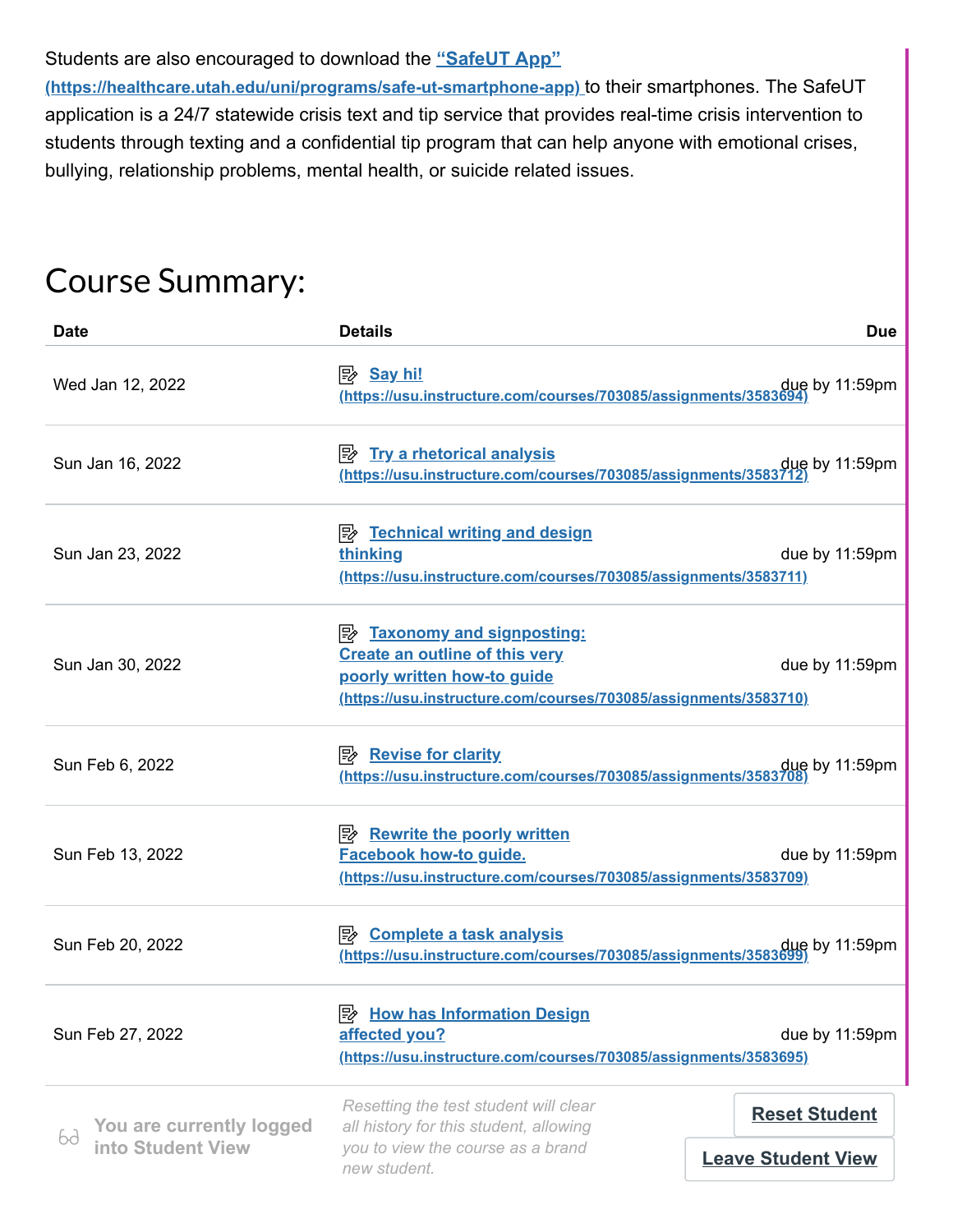Students are also encouraged to download the **“SafeUT App” (https://healthcare.utah.edu/uni/programs/safe-ut-smartphone-app)** to their smartphones. The SafeUT application is a 24/7 statewide crisis text and tip service that provides real-time crisis intervention to students through texting and a confidential tip program that can help anyone with emotional crises, bullying, relationship problems, mental health, or suicide related issues.

# Course Summary:

| Date | Details | Due |
|---|---|---|
| Wed Jan 12, 2022 | **Say hi! (https://usu.instructure.com/courses/703085/assignments/3583694)** | due by 11:59pm |
| Sun Jan 16, 2022 | **Try a rhetorical analysis (https://usu.instructure.com/courses/703085/assignments/3583712)** | due by 11:59pm |
| Sun Jan 23, 2022 | **Technical writing and design thinking (https://usu.instructure.com/courses/703085/assignments/3583711)** | due by 11:59pm |
| Sun Jan 30, 2022 | **Taxonomy and signposting: Create an outline of this very poorly written how-to guide (https://usu.instructure.com/courses/703085/assignments/3583710)** | due by 11:59pm |
| Sun Feb 6, 2022 | **Revise for clarity (https://usu.instructure.com/courses/703085/assignments/3583708)** | due by 11:59pm |
| Sun Feb 13, 2022 | **Rewrite the poorly written Facebook how-to guide. (https://usu.instructure.com/courses/703085/assignments/3583709)** | due by 11:59pm |
| Sun Feb 20, 2022 | **Complete a task analysis (https://usu.instructure.com/courses/703085/assignments/3583699)** | due by 11:59pm |
| Sun Feb 27, 2022 | **How has Information Design affected you? (https://usu.instructure.com/courses/703085/assignments/3583695)** | due by 11:59pm |

You are currently logged into Student View

*Resetting the test student will clear all history for this student, allowing you to view the course as a brand new student.*

**Reset Student**

**Leave Student View**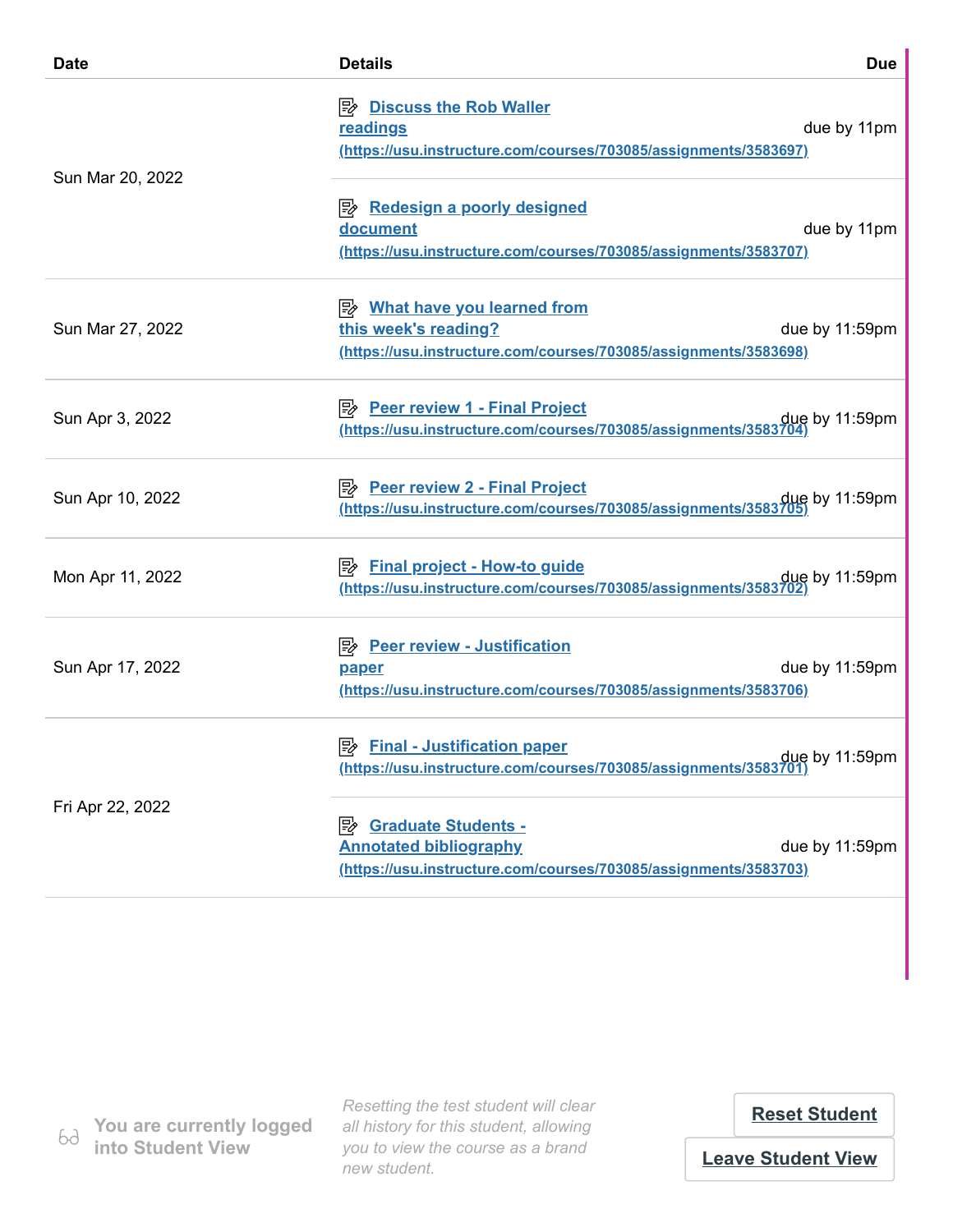| Date | Details | Due |
| --- | --- | --- |
| Sun Mar 20, 2022 | Discuss the Rob Waller readings (https://usu.instructure.com/courses/703085/assignments/3583697) | due by 11pm |
| | Redesign a poorly designed document (https://usu.instructure.com/courses/703085/assignments/3583707) | due by 11pm |
| Sun Mar 27, 2022 | What have you learned from this week's reading? (https://usu.instructure.com/courses/703085/assignments/3583698) | due by 11:59pm |
| Sun Apr 3, 2022 | Peer review 1 - Final Project (https://usu.instructure.com/courses/703085/assignments/3583704) | due by 11:59pm |
| Sun Apr 10, 2022 | Peer review 2 - Final Project (https://usu.instructure.com/courses/703085/assignments/3583705) | due by 11:59pm |
| Mon Apr 11, 2022 | Final project - How-to guide (https://usu.instructure.com/courses/703085/assignments/3583702) | due by 11:59pm |
| Sun Apr 17, 2022 | Peer review - Justification paper (https://usu.instructure.com/courses/703085/assignments/3583706) | due by 11:59pm |
| Fri Apr 22, 2022 | Final - Justification paper (https://usu.instructure.com/courses/703085/assignments/3583701) | due by 11:59pm |
| | Graduate Students - Annotated bibliography (https://usu.instructure.com/courses/703085/assignments/3583703) | due by 11:59pm |

You are currently logged into Student View

*Resetting the test student will clear all history for this student, allowing you to view the course as a brand new student.*

Reset Student

Leave Student View